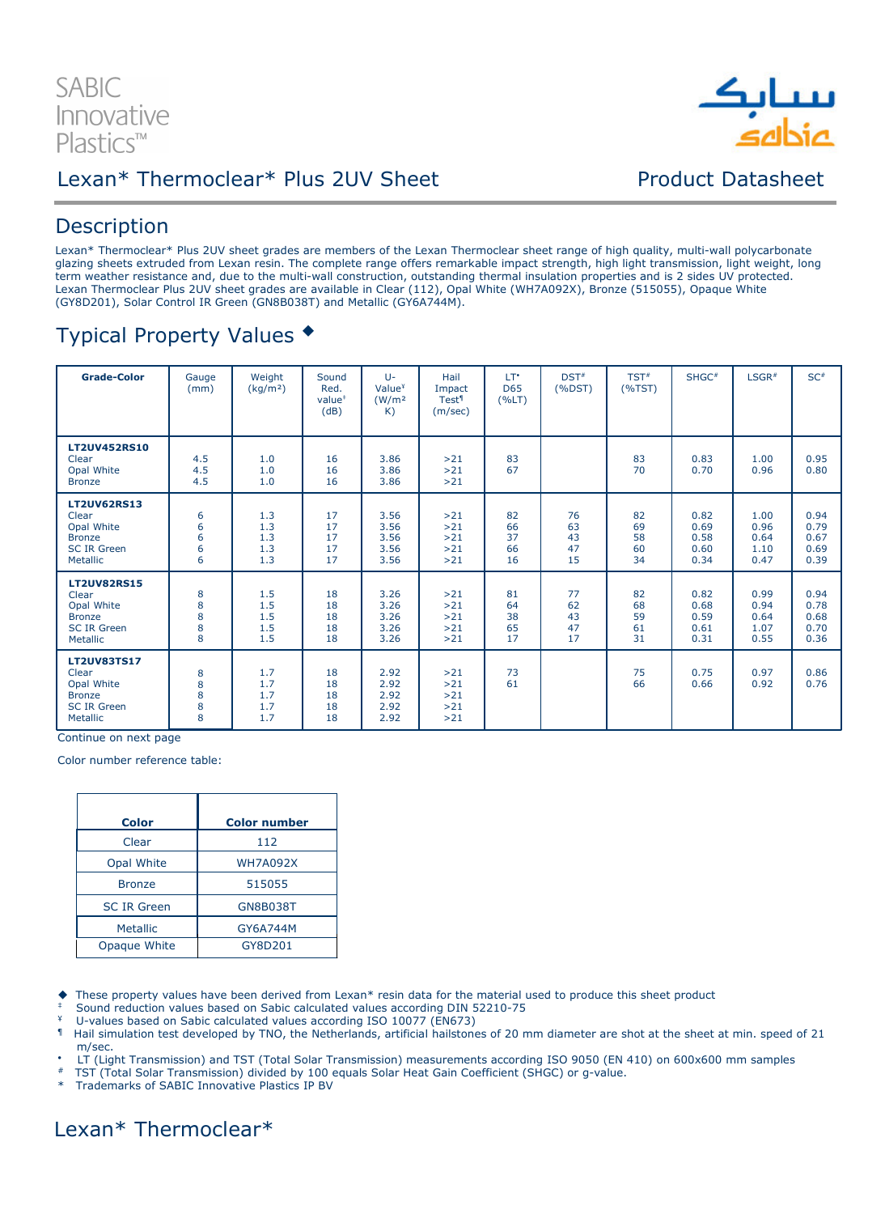SABIC Innovative Plastics™

# Lexan* Thermoclear* Plus 2UV Sheet

Product Datasheet

## Description

Lexan* Thermoclear* Plus 2UV sheet grades are members of the Lexan Thermoclear sheet range of high quality, multi-wall polycarbonate glazing sheets extruded from Lexan resin. The complete range offers remarkable impact strength, high light transmission, light weight, long term weather resistance and, due to the multi-wall construction, outstanding thermal insulation properties and is 2 sides UV protected. Lexan Thermoclear Plus 2UV sheet grades are available in Clear (112), Opal White (WH7A092X), Bronze (515055), Opaque White (GY8D201), Solar Control IR Green (GN8B038T) and Metallic (GY6A744M).

## Typical Property Values ◆

| Grade-Color | Gauge (mm) | Weight (kg/m²) | Sound Red. value‡ (dB) | U-Value¥ (W/m² K) | Hail Impact Test¶ (m/sec) | LT• D65 (%LT) | DST# (%DST) | TST# (%TST) | SHGC# | LSGR# | SC# |
|---|---|---|---|---|---|---|---|---|---|---|---|
| **LT2UV452RS10** | | | | | | | | | | | |
| Clear | 4.5 | 1.0 | 16 | 3.86 | >21 | 83 | | 83 | 0.83 | 1.00 | 0.95 |
| Opal White | 4.5 | 1.0 | 16 | 3.86 | >21 | 67 | | 70 | 0.70 | 0.96 | 0.80 |
| Bronze | 4.5 | 1.0 | 16 | 3.86 | >21 | | | | | | |
| **LT2UV62RS13** | | | | | | | | | | | |
| Clear | 6 | 1.3 | 17 | 3.56 | >21 | 82 | 76 | 82 | 0.82 | 1.00 | 0.94 |
| Opal White | 6 | 1.3 | 17 | 3.56 | >21 | 66 | 63 | 69 | 0.69 | 0.96 | 0.79 |
| Bronze | 6 | 1.3 | 17 | 3.56 | >21 | 37 | 43 | 58 | 0.58 | 0.64 | 0.67 |
| SC IR Green | 6 | 1.3 | 17 | 3.56 | >21 | 66 | 47 | 60 | 0.60 | 1.10 | 0.69 |
| Metallic | 6 | 1.3 | 17 | 3.56 | >21 | 16 | 15 | 34 | 0.34 | 0.47 | 0.39 |
| **LT2UV82RS15** | | | | | | | | | | | |
| Clear | 8 | 1.5 | 18 | 3.26 | >21 | 81 | 77 | 82 | 0.82 | 0.99 | 0.94 |
| Opal White | 8 | 1.5 | 18 | 3.26 | >21 | 64 | 62 | 68 | 0.68 | 0.94 | 0.78 |
| Bronze | 8 | 1.5 | 18 | 3.26 | >21 | 38 | 43 | 59 | 0.59 | 0.64 | 0.68 |
| SC IR Green | 8 | 1.5 | 18 | 3.26 | >21 | 65 | 47 | 61 | 0.61 | 1.07 | 0.70 |
| Metallic | 8 | 1.5 | 18 | 3.26 | >21 | 17 | 17 | 31 | 0.31 | 0.55 | 0.36 |
| **LT2UV83TS17** | | | | | | | | | | | |
| Clear | 8 | 1.7 | 18 | 2.92 | >21 | 73 | | 75 | 0.75 | 0.97 | 0.86 |
| Opal White | 8 | 1.7 | 18 | 2.92 | >21 | 61 | | 66 | 0.66 | 0.92 | 0.76 |
| Bronze | 8 | 1.7 | 18 | 2.92 | >21 | | | | | | |
| SC IR Green | 8 | 1.7 | 18 | 2.92 | >21 | | | | | | |
| Metallic | 8 | 1.7 | 18 | 2.92 | >21 | | | | | | |

Continue on next page

Color number reference table:

| Color | Color number |
|---|---|
| Clear | 112 |
| Opal White | WH7A092X |
| Bronze | 515055 |
| SC IR Green | GN8B038T |
| Metallic | GY6A744M |
| Opaque White | GY8D201 |

◆ These property values have been derived from Lexan* resin data for the material used to produce this sheet product
‡ Sound reduction values based on Sabic calculated values according DIN 52210-75
¥ U-values based on Sabic calculated values according ISO 10077 (EN673)
¶ Hail simulation test developed by TNO, the Netherlands, artificial hailstones of 20 mm diameter are shot at the sheet at min. speed of 21 m/sec.
• LT (Light Transmission) and TST (Total Solar Transmission) measurements according ISO 9050 (EN 410) on 600x600 mm samples
# TST (Total Solar Transmission) divided by 100 equals Solar Heat Gain Coefficient (SHGC) or g-value.
* Trademarks of SABIC Innovative Plastics IP BV

Lexan* Thermoclear*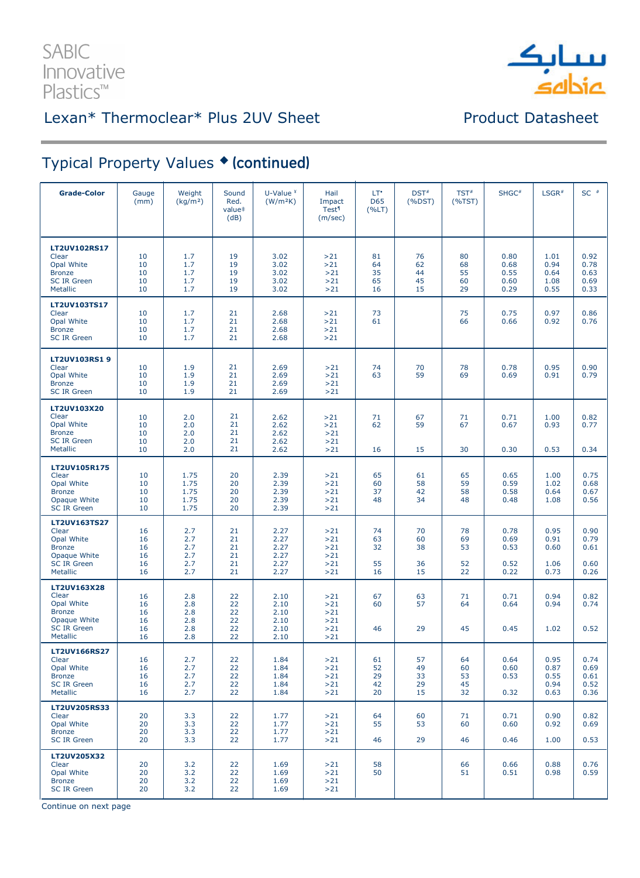## Typical Property Values ◆ **(continued)**

| Grade-Color | Gauge (mm) | Weight (kg/m²) | Sound Red. value‡ (dB) | U-Value ¥ (W/m²K) | Hail Impact Test¶ (m/sec) | LT• D65 (%LT) | DST# (%DST) | TST# (%TST) | SHGC# | LSGR# | SC # |
|---|---|---|---|---|---|---|---|---|---|---|---|
| **LT2UV102RS17** | | | | | | | | | | | |
| Clear | 10 | 1.7 | 19 | 3.02 | >21 | 81 | 76 | 80 | 0.80 | 1.01 | 0.92 |
| Opal White | 10 | 1.7 | 19 | 3.02 | >21 | 64 | 62 | 68 | 0.68 | 0.94 | 0.78 |
| Bronze | 10 | 1.7 | 19 | 3.02 | >21 | 35 | 44 | 55 | 0.55 | 0.64 | 0.63 |
| SC IR Green | 10 | 1.7 | 19 | 3.02 | >21 | 65 | 45 | 60 | 0.60 | 1.08 | 0.69 |
| Metallic | 10 | 1.7 | 19 | 3.02 | >21 | 16 | 15 | 29 | 0.29 | 0.55 | 0.33 |
| **LT2UV103TS17** | | | | | | | | | | | |
| Clear | 10 | 1.7 | 21 | 2.68 | >21 | 73 | | 75 | 0.75 | 0.97 | 0.86 |
| Opal White | 10 | 1.7 | 21 | 2.68 | >21 | 61 | | 66 | 0.66 | 0.92 | 0.76 |
| Bronze | 10 | 1.7 | 21 | 2.68 | >21 | | | | | | |
| SC IR Green | 10 | 1.7 | 21 | 2.68 | >21 | | | | | | |
| **LT2UV103RS1 9** | | | | | | | | | | | |
| Clear | 10 | 1.9 | 21 | 2.69 | >21 | 74 | 70 | 78 | 0.78 | 0.95 | 0.90 |
| Opal White | 10 | 1.9 | 21 | 2.69 | >21 | 63 | 59 | 69 | 0.69 | 0.91 | 0.79 |
| Bronze | 10 | 1.9 | 21 | 2.69 | >21 | | | | | | |
| SC IR Green | 10 | 1.9 | 21 | 2.69 | >21 | | | | | | |
| **LT2UV103X20** | | | | | | | | | | | |
| Clear | 10 | 2.0 | 21 | 2.62 | >21 | 71 | 67 | 71 | 0.71 | 1.00 | 0.82 |
| Opal White | 10 | 2.0 | 21 | 2.62 | >21 | 62 | 59 | 67 | 0.67 | 0.93 | 0.77 |
| Bronze | 10 | 2.0 | 21 | 2.62 | >21 | | | | | | |
| SC IR Green | 10 | 2.0 | 21 | 2.62 | >21 | | | | | | |
| Metallic | 10 | 2.0 | 21 | 2.62 | >21 | 16 | 15 | 30 | 0.30 | 0.53 | 0.34 |
| **LT2UV105R175** | | | | | | | | | | | |
| Clear | 10 | 1.75 | 20 | 2.39 | >21 | 65 | 61 | 65 | 0.65 | 1.00 | 0.75 |
| Opal White | 10 | 1.75 | 20 | 2.39 | >21 | 60 | 58 | 59 | 0.59 | 1.02 | 0.68 |
| Bronze | 10 | 1.75 | 20 | 2.39 | >21 | 37 | 42 | 58 | 0.58 | 0.64 | 0.67 |
| Opaque White | 10 | 1.75 | 20 | 2.39 | >21 | 48 | 34 | 48 | 0.48 | 1.08 | 0.56 |
| SC IR Green | 10 | 1.75 | 20 | 2.39 | >21 | | | | | | |
| **LT2UV163TS27** | | | | | | | | | | | |
| Clear | 16 | 2.7 | 21 | 2.27 | >21 | 74 | 70 | 78 | 0.78 | 0.95 | 0.90 |
| Opal White | 16 | 2.7 | 21 | 2.27 | >21 | 63 | 60 | 69 | 0.69 | 0.91 | 0.79 |
| Bronze | 16 | 2.7 | 21 | 2.27 | >21 | 32 | 38 | 53 | 0.53 | 0.60 | 0.61 |
| Opaque White | 16 | 2.7 | 21 | 2.27 | >21 | | | | | | |
| SC IR Green | 16 | 2.7 | 21 | 2.27 | >21 | 55 | 36 | 52 | 0.52 | 1.06 | 0.60 |
| Metallic | 16 | 2.7 | 21 | 2.27 | >21 | 16 | 15 | 22 | 0.22 | 0.73 | 0.26 |
| **LT2UV163X28** | | | | | | | | | | | |
| Clear | 16 | 2.8 | 22 | 2.10 | >21 | 67 | 63 | 71 | 0.71 | 0.94 | 0.82 |
| Opal White | 16 | 2.8 | 22 | 2.10 | >21 | 60 | 57 | 64 | 0.64 | 0.94 | 0.74 |
| Bronze | 16 | 2.8 | 22 | 2.10 | >21 | | | | | | |
| Opaque White | 16 | 2.8 | 22 | 2.10 | >21 | | | | | | |
| SC IR Green | 16 | 2.8 | 22 | 2.10 | >21 | 46 | 29 | 45 | 0.45 | 1.02 | 0.52 |
| Metallic | 16 | 2.8 | 22 | 2.10 | >21 | | | | | | |
| **LT2UV166RS27** | | | | | | | | | | | |
| Clear | 16 | 2.7 | 22 | 1.84 | >21 | 61 | 57 | 64 | 0.64 | 0.95 | 0.74 |
| Opal White | 16 | 2.7 | 22 | 1.84 | >21 | 52 | 49 | 60 | 0.60 | 0.87 | 0.69 |
| Bronze | 16 | 2.7 | 22 | 1.84 | >21 | 29 | 33 | 53 | 0.53 | 0.55 | 0.61 |
| SC IR Green | 16 | 2.7 | 22 | 1.84 | >21 | 42 | 29 | 45 | | 0.94 | 0.52 |
| Metallic | 16 | 2.7 | 22 | 1.84 | >21 | 20 | 15 | 32 | 0.32 | 0.63 | 0.36 |
| **LT2UV205RS33** | | | | | | | | | | | |
| Clear | 20 | 3.3 | 22 | 1.77 | >21 | 64 | 60 | 71 | 0.71 | 0.90 | 0.82 |
| Opal White | 20 | 3.3 | 22 | 1.77 | >21 | 55 | 53 | 60 | 0.60 | 0.92 | 0.69 |
| Bronze | 20 | 3.3 | 22 | 1.77 | >21 | | | | | | |
| SC IR Green | 20 | 3.3 | 22 | 1.77 | >21 | 46 | 29 | 46 | 0.46 | 1.00 | 0.53 |
| **LT2UV205X32** | | | | | | | | | | | |
| Clear | 20 | 3.2 | 22 | 1.69 | >21 | 58 | | 66 | 0.66 | 0.88 | 0.76 |
| Opal White | 20 | 3.2 | 22 | 1.69 | >21 | 50 | | 51 | 0.51 | 0.98 | 0.59 |
| Bronze | 20 | 3.2 | 22 | 1.69 | >21 | | | | | | |
| SC IR Green | 20 | 3.2 | 22 | 1.69 | >21 | | | | | | |

Continue on next page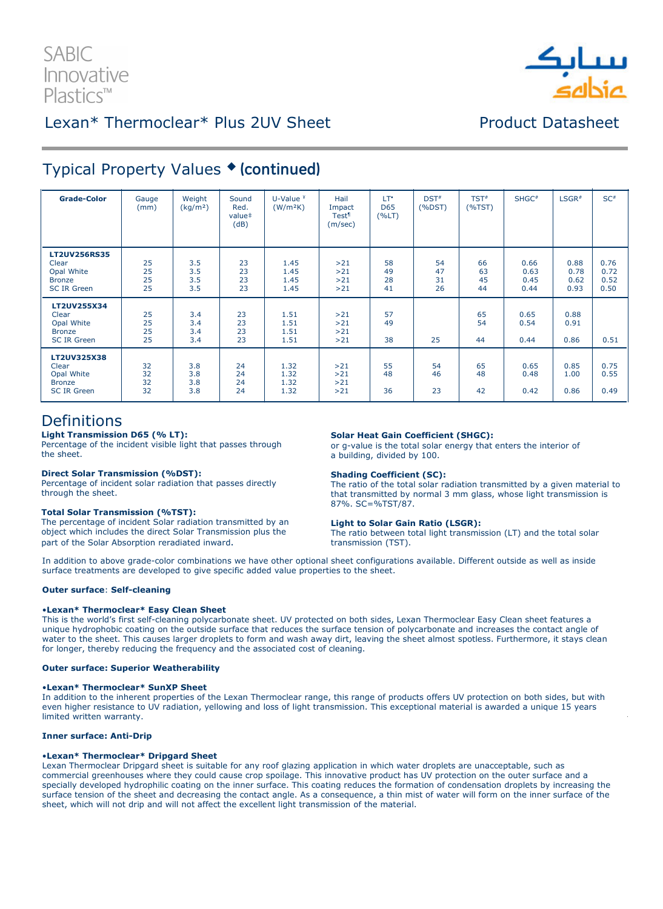## Typical Property Values ◆ **(continued)**

| Grade-Color | Gauge (mm) | Weight (kg/m²) | Sound Red. value‡ (dB) | U-Value ¥ (W/m²K) | Hail Impact Test¶ (m/sec) | LT• D65 (%LT) | DST# (%DST) | TST# (%TST) | SHGC# | LSGR# | SC# |
|---|---|---|---|---|---|---|---|---|---|---|---|
| **LT2UV256RS35** | | | | | | | | | | | |
| Clear | 25 | 3.5 | 23 | 1.45 | >21 | 58 | 54 | 66 | 0.66 | 0.88 | 0.76 |
| Opal White | 25 | 3.5 | 23 | 1.45 | >21 | 49 | 47 | 63 | 0.63 | 0.78 | 0.72 |
| Bronze | 25 | 3.5 | 23 | 1.45 | >21 | 28 | 31 | 45 | 0.45 | 0.62 | 0.52 |
| SC IR Green | 25 | 3.5 | 23 | 1.45 | >21 | 41 | 26 | 44 | 0.44 | 0.93 | 0.50 |
| **LT2UV255X34** | | | | | | | | | | | |
| Clear | 25 | 3.4 | 23 | 1.51 | >21 | 57 | | 65 | 0.65 | 0.88 | |
| Opal White | 25 | 3.4 | 23 | 1.51 | >21 | 49 | | 54 | 0.54 | 0.91 | |
| Bronze | 25 | 3.4 | 23 | 1.51 | >21 | | | | | | |
| SC IR Green | 25 | 3.4 | 23 | 1.51 | >21 | 38 | 25 | 44 | 0.44 | 0.86 | 0.51 |
| **LT2UV325X38** | | | | | | | | | | | |
| Clear | 32 | 3.8 | 24 | 1.32 | >21 | 55 | 54 | 65 | 0.65 | 0.85 | 0.75 |
| Opal White | 32 | 3.8 | 24 | 1.32 | >21 | 48 | 46 | 48 | 0.48 | 1.00 | 0.55 |
| Bronze | 32 | 3.8 | 24 | 1.32 | >21 | | | | | | |
| SC IR Green | 32 | 3.8 | 24 | 1.32 | >21 | 36 | 23 | 42 | 0.42 | 0.86 | 0.49 |

# Definitions

**Light Transmission D65 (% LT):**
Percentage of the incident visible light that passes through the sheet.

**Direct Solar Transmission (%DST):**
Percentage of incident solar radiation that passes directly through the sheet.

**Total Solar Transmission (%TST):**
The percentage of incident Solar radiation transmitted by an object which includes the direct Solar Transmission plus the part of the Solar Absorption reradiated inward.

**Solar Heat Gain Coefficient (SHGC):**
or g-value is the total solar energy that enters the interior of a building, divided by 100.

**Shading Coefficient (SC):**
The ratio of the total solar radiation transmitted by a given material to that transmitted by normal 3 mm glass, whose light transmission is 87%. SC=%TST/87.

**Light to Solar Gain Ratio (LSGR):**
The ratio between total light transmission (LT) and the total solar transmission (TST).

In addition to above grade-color combinations we have other optional sheet configurations available. Different outside as well as inside surface treatments are developed to give specific added value properties to the sheet.

**Outer surface**: **Self-cleaning**

**•Lexan* Thermoclear* Easy Clean Sheet**
This is the world's first self-cleaning polycarbonate sheet. UV protected on both sides, Lexan Thermoclear Easy Clean sheet features a unique hydrophobic coating on the outside surface that reduces the surface tension of polycarbonate and increases the contact angle of water to the sheet. This causes larger droplets to form and wash away dirt, leaving the sheet almost spotless. Furthermore, it stays clean for longer, thereby reducing the frequency and the associated cost of cleaning.

**Outer surface: Superior Weatherability**

**•Lexan* Thermoclear* SunXP Sheet**
In addition to the inherent properties of the Lexan Thermoclear range, this range of products offers UV protection on both sides, but with even higher resistance to UV radiation, yellowing and loss of light transmission. This exceptional material is awarded a unique 15 years limited written warranty.

**Inner surface: Anti-Drip**

**•Lexan* Thermoclear* Dripgard Sheet**
Lexan Thermoclear Dripgard sheet is suitable for any roof glazing application in which water droplets are unacceptable, such as commercial greenhouses where they could cause crop spoilage. This innovative product has UV protection on the outer surface and a specially developed hydrophilic coating on the inner surface. This coating reduces the formation of condensation droplets by increasing the surface tension of the sheet and decreasing the contact angle. As a consequence, a thin mist of water will form on the inner surface of the sheet, which will not drip and will not affect the excellent light transmission of the material.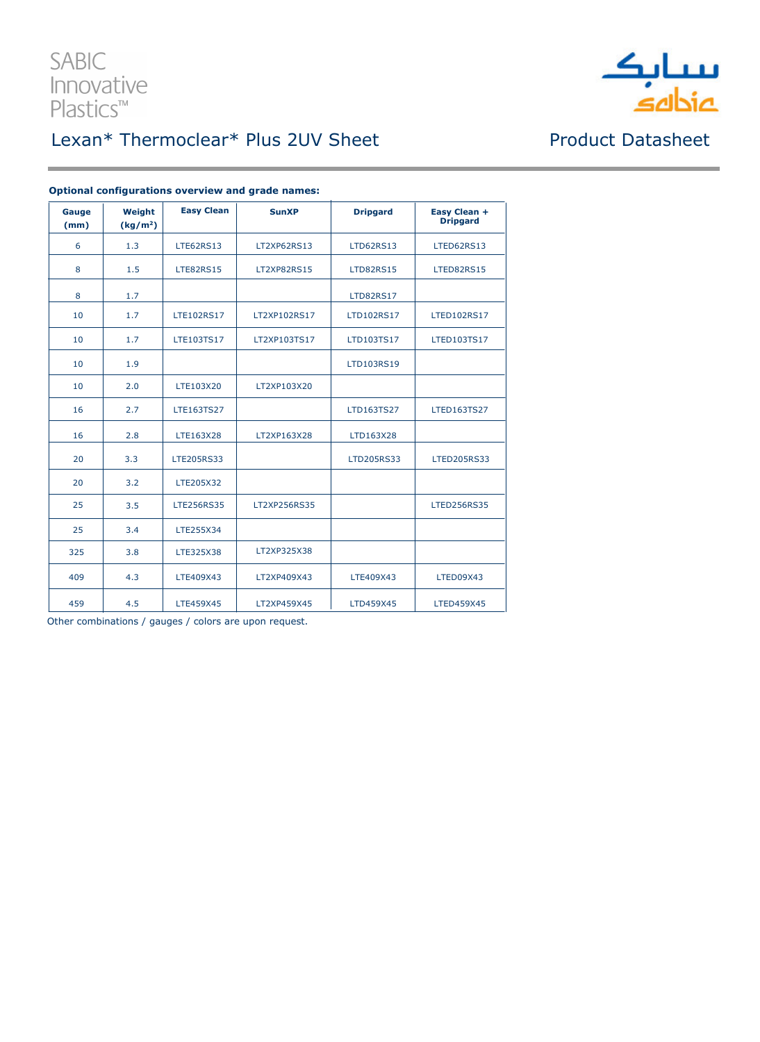SABIC Innovative Plastics™

Lexan* Thermoclear* Plus 2UV Sheet

Product Datasheet

**Optional configurations overview and grade names:**

| Gauge (mm) | Weight (kg/m²) | Easy Clean | SunXP | Dripgard | Easy Clean + Dripgard |
|---|---|---|---|---|---|
| 6 | 1.3 | LTE62RS13 | LT2XP62RS13 | LTD62RS13 | LTED62RS13 |
| 8 | 1.5 | LTE82RS15 | LT2XP82RS15 | LTD82RS15 | LTED82RS15 |
| 8 | 1.7 | | | LTD82RS17 | |
| 10 | 1.7 | LTE102RS17 | LT2XP102RS17 | LTD102RS17 | LTED102RS17 |
| 10 | 1.7 | LTE103TS17 | LT2XP103TS17 | LTD103TS17 | LTED103TS17 |
| 10 | 1.9 | | | LTD103RS19 | |
| 10 | 2.0 | LTE103X20 | LT2XP103X20 | | |
| 16 | 2.7 | LTE163TS27 | | LTD163TS27 | LTED163TS27 |
| 16 | 2.8 | LTE163X28 | LT2XP163X28 | LTD163X28 | |
| 20 | 3.3 | LTE205RS33 | | LTD205RS33 | LTED205RS33 |
| 20 | 3.2 | LTE205X32 | | | |
| 25 | 3.5 | LTE256RS35 | LT2XP256RS35 | | LTED256RS35 |
| 25 | 3.4 | LTE255X34 | | | |
| 325 | 3.8 | LTE325X38 | LT2XP325X38 | | |
| 409 | 4.3 | LTE409X43 | LT2XP409X43 | LTE409X43 | LTED09X43 |
| 459 | 4.5 | LTE459X45 | LT2XP459X45 | LTD459X45 | LTED459X45 |

Other combinations / gauges / colors are upon request.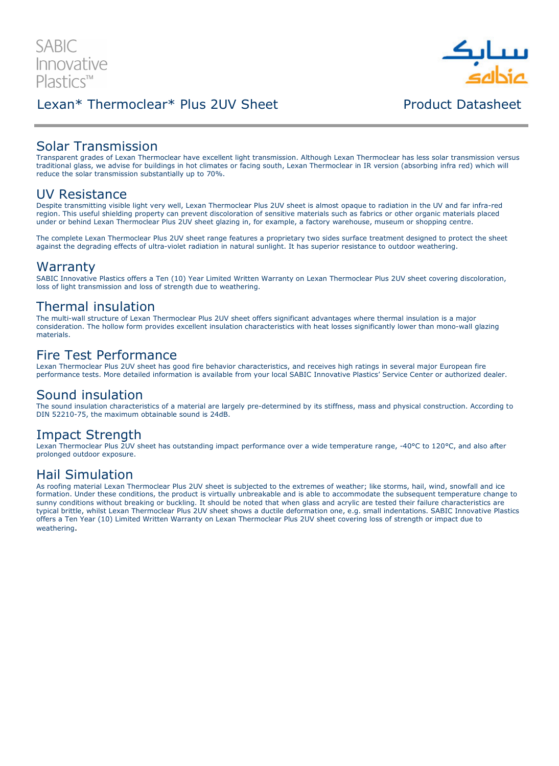## Solar Transmission

Transparent grades of Lexan Thermoclear have excellent light transmission. Although Lexan Thermoclear has less solar transmission versus traditional glass, we advise for buildings in hot climates or facing south, Lexan Thermoclear in IR version (absorbing infra red) which will reduce the solar transmission substantially up to 70%.

## UV Resistance

Despite transmitting visible light very well, Lexan Thermoclear Plus 2UV sheet is almost opaque to radiation in the UV and far infra-red region. This useful shielding property can prevent discoloration of sensitive materials such as fabrics or other organic materials placed under or behind Lexan Thermoclear Plus 2UV sheet glazing in, for example, a factory warehouse, museum or shopping centre.

The complete Lexan Thermoclear Plus 2UV sheet range features a proprietary two sides surface treatment designed to protect the sheet against the degrading effects of ultra-violet radiation in natural sunlight. It has superior resistance to outdoor weathering.

## Warranty

SABIC Innovative Plastics offers a Ten (10) Year Limited Written Warranty on Lexan Thermoclear Plus 2UV sheet covering discoloration, loss of light transmission and loss of strength due to weathering.

## Thermal insulation

The multi-wall structure of Lexan Thermoclear Plus 2UV sheet offers significant advantages where thermal insulation is a major consideration. The hollow form provides excellent insulation characteristics with heat losses significantly lower than mono-wall glazing materials.

## Fire Test Performance

Lexan Thermoclear Plus 2UV sheet has good fire behavior characteristics, and receives high ratings in several major European fire performance tests. More detailed information is available from your local SABIC Innovative Plastics' Service Center or authorized dealer.

## Sound insulation

The sound insulation characteristics of a material are largely pre-determined by its stiffness, mass and physical construction. According to DIN 52210-75, the maximum obtainable sound is 24dB.

## Impact Strength

Lexan Thermoclear Plus 2UV sheet has outstanding impact performance over a wide temperature range, -40°C to 120°C, and also after prolonged outdoor exposure.

## Hail Simulation

As roofing material Lexan Thermoclear Plus 2UV sheet is subjected to the extremes of weather; like storms, hail, wind, snowfall and ice formation. Under these conditions, the product is virtually unbreakable and is able to accommodate the subsequent temperature change to sunny conditions without breaking or buckling. It should be noted that when glass and acrylic are tested their failure characteristics are typical brittle, whilst Lexan Thermoclear Plus 2UV sheet shows a ductile deformation one, e.g. small indentations. SABIC Innovative Plastics offers a Ten Year (10) Limited Written Warranty on Lexan Thermoclear Plus 2UV sheet covering loss of strength or impact due to weathering.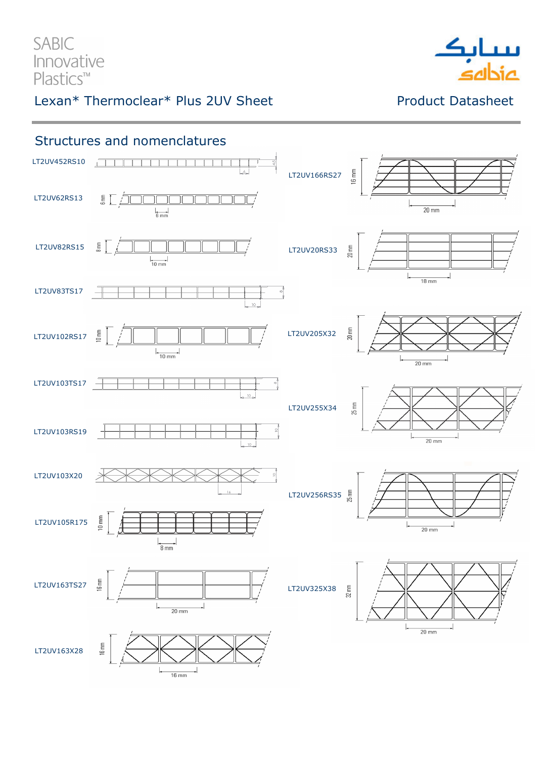## Structures and nomenclatures

LT2UV452RS10

LT2UV62RS13

LT2UV82RS15

LT2UV83TS17

LT2UV102RS17

LT2UV103TS17

LT2UV103RS19

LT2UV103X20

LT2UV105R175

LT2UV163TS27

LT2UV163X28

LT2UV166RS27

LT2UV20RS33

LT2UV205X32

LT2UV255X34

LT2UV256RS35

LT2UV325X38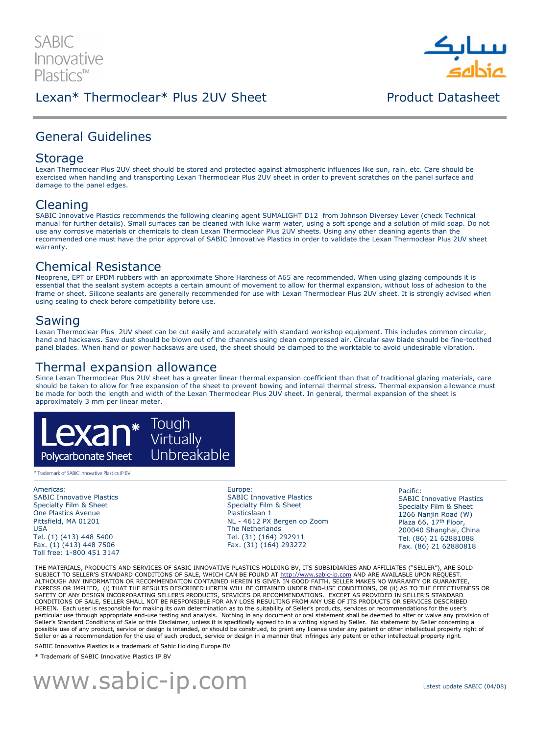# General Guidelines

## Storage

Lexan Thermoclear Plus 2UV sheet should be stored and protected against atmospheric influences like sun, rain, etc. Care should be exercised when handling and transporting Lexan Thermoclear Plus 2UV sheet in order to prevent scratches on the panel surface and damage to the panel edges.

## Cleaning

SABIC Innovative Plastics recommends the following cleaning agent SUMALIGHT D12 from Johnson Diversey Lever (check Technical manual for further details). Small surfaces can be cleaned with luke warm water, using a soft sponge and a solution of mild soap. Do not use any corrosive materials or chemicals to clean Lexan Thermoclear Plus 2UV sheets. Using any other cleaning agents than the recommended one must have the prior approval of SABIC Innovative Plastics in order to validate the Lexan Thermoclear Plus 2UV sheet warranty.

## Chemical Resistance

Neoprene, EPT or EPDM rubbers with an approximate Shore Hardness of A65 are recommended. When using glazing compounds it is essential that the sealant system accepts a certain amount of movement to allow for thermal expansion, without loss of adhesion to the frame or sheet. Silicone sealants are generally recommended for use with Lexan Thermoclear Plus 2UV sheet. It is strongly advised when using sealing to check before compatibility before use.

## Sawing

Lexan Thermoclear Plus 2UV sheet can be cut easily and accurately with standard workshop equipment. This includes common circular, hand and hacksaws. Saw dust should be blown out of the channels using clean compressed air. Circular saw blade should be fine-toothed panel blades. When hand or power hacksaws are used, the sheet should be clamped to the worktable to avoid undesirable vibration.

## Thermal expansion allowance

Since Lexan Thermoclear Plus 2UV sheet has a greater linear thermal expansion coefficient than that of traditional glazing materials, care should be taken to allow for free expansion of the sheet to prevent bowing and internal thermal stress. Thermal expansion allowance must be made for both the length and width of the Lexan Thermoclear Plus 2UV sheet. In general, thermal expansion of the sheet is approximately 3 mm per linear meter.

Lexan* Polycarbonate Sheet — Tough Virtually Unbreakable

* Trademark of SABIC Innovative Plastics IP BV

Americas:
SABIC Innovative Plastics
Specialty Film & Sheet
One Plastics Avenue
Pittsfield, MA 01201
USA
Tel. (1) (413) 448 5400
Fax. (1) (413) 448 7506
Toll free: 1-800 451 3147

Europe:
SABIC Innovative Plastics
Specialty Film & Sheet
Plasticslaan 1
NL - 4612 PX Bergen op Zoom
The Netherlands
Tel. (31) (164) 292911
Fax. (31) (164) 293272

Pacific:
SABIC Innovative Plastics
Specialty Film & Sheet
1266 Nanjin Road (W)
Plaza 66, 17th Floor,
200040 Shanghai, China
Tel. (86) 21 62881088
Fax. (86) 21 62880818

THE MATERIALS, PRODUCTS AND SERVICES OF SABIC INNOVATIVE PLASTICS HOLDING BV, ITS SUBSIDIARIES AND AFFILIATES ("SELLER"), ARE SOLD SUBJECT TO SELLER'S STANDARD CONDITIONS OF SALE, WHICH CAN BE FOUND AT http://www.sabic-ip.com AND ARE AVAILABLE UPON REQUEST. ALTHOUGH ANY INFORMATION OR RECOMMENDATION CONTAINED HEREIN IS GIVEN IN GOOD FAITH, SELLER MAKES NO WARRANTY OR GUARANTEE, EXPRESS OR IMPLIED, (i) THAT THE RESULTS DESCRIBED HEREIN WILL BE OBTAINED UNDER END-USE CONDITIONS, OR (ii) AS TO THE EFFECTIVENESS OR SAFETY OF ANY DESIGN INCORPORATING SELLER'S PRODUCTS, SERVICES OR RECOMMENDATIONS. EXCEPT AS PROVIDED IN SELLER'S STANDARD CONDITIONS OF SALE, SELLER SHALL NOT BE RESPONSIBLE FOR ANY LOSS RESULTING FROM ANY USE OF ITS PRODUCTS OR SERVICES DESCRIBED HEREIN. Each user is responsible for making its own determination as to the suitability of Seller's products, services or recommendations for the user's particular use through appropriate end-use testing and analysis. Nothing in any document or oral statement shall be deemed to alter or waive any provision of Seller's Standard Conditions of Sale or this Disclaimer, unless it is specifically agreed to in a writing signed by Seller. No statement by Seller concerning a possible use of any product, service or design is intended, or should be construed, to grant any license under any patent or other intellectual property right of Seller or as a recommendation for the use of such product, service or design in a manner that infringes any patent or other intellectual property right.

SABIC Innovative Plastics is a trademark of Sabic Holding Europe BV

* Trademark of SABIC Innovative Plastics IP BV

www.sabic-ip.com

Latest update SABIC (04/08)